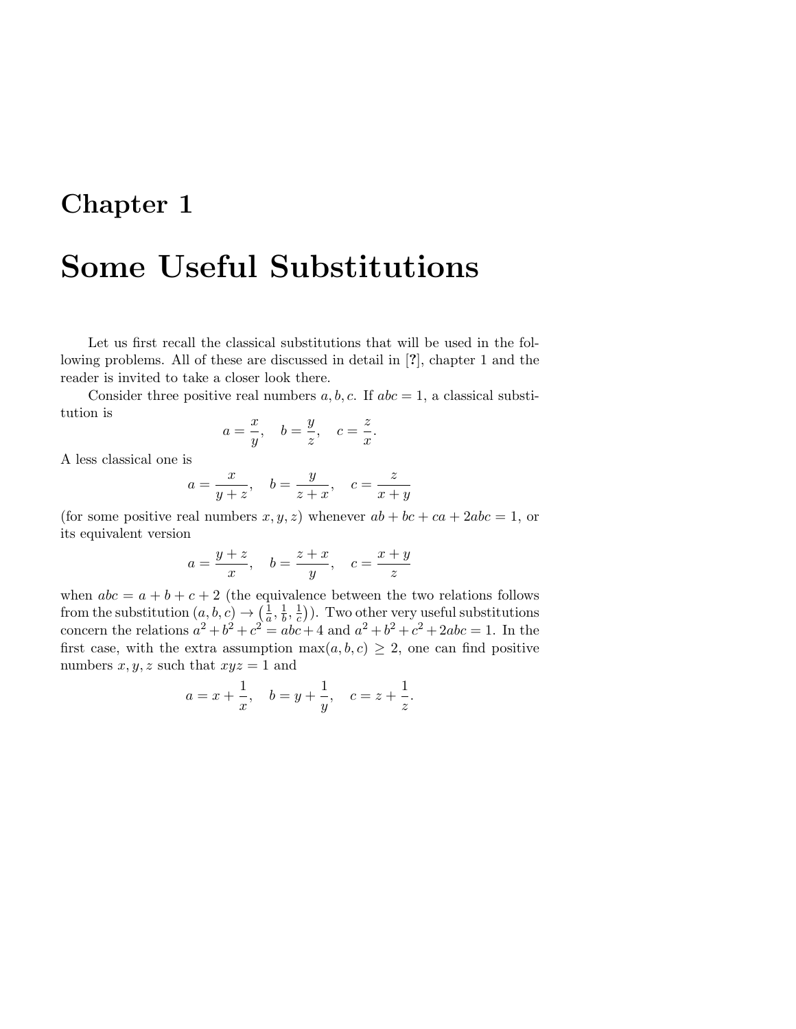# Chapter 1

# Some Useful Substitutions

Let us first recall the classical substitutions that will be used in the following problems. All of these are discussed in detail in [?], chapter 1 and the reader is invited to take a closer look there.

Consider three positive real numbers $a, b, c$. If $abc = 1$, a classical substitution is

$$a = \frac{x}{y}, \quad b = \frac{y}{z}, \quad c = \frac{z}{x}.$$

A less classical one is

$$a = \frac{x}{y+z}, \quad b = \frac{y}{z+x}, \quad c = \frac{z}{x+y}$$

(for some positive real numbers $x, y, z$) whenever $ab + bc + ca + 2abc = 1$, or its equivalent version

$$a = \frac{y+z}{x}, \quad b = \frac{z+x}{y}, \quad c = \frac{x+y}{z}$$

when $abc = a + b + c + 2$ (the equivalence between the two relations follows from the substitution $(a, b, c) \to \left(\frac{1}{a}, \frac{1}{b}, \frac{1}{c}\right)$). Two other very useful substitutions concern the relations $a^2 + b^2 + c^2 = abc + 4$ and $a^2 + b^2 + c^2 + 2abc = 1$. In the first case, with the extra assumption $\max(a, b, c) \geq 2$, one can find positive numbers $x, y, z$ such that $xyz = 1$ and

$$a = x + \frac{1}{x}, \quad b = y + \frac{1}{y}, \quad c = z + \frac{1}{z}.$$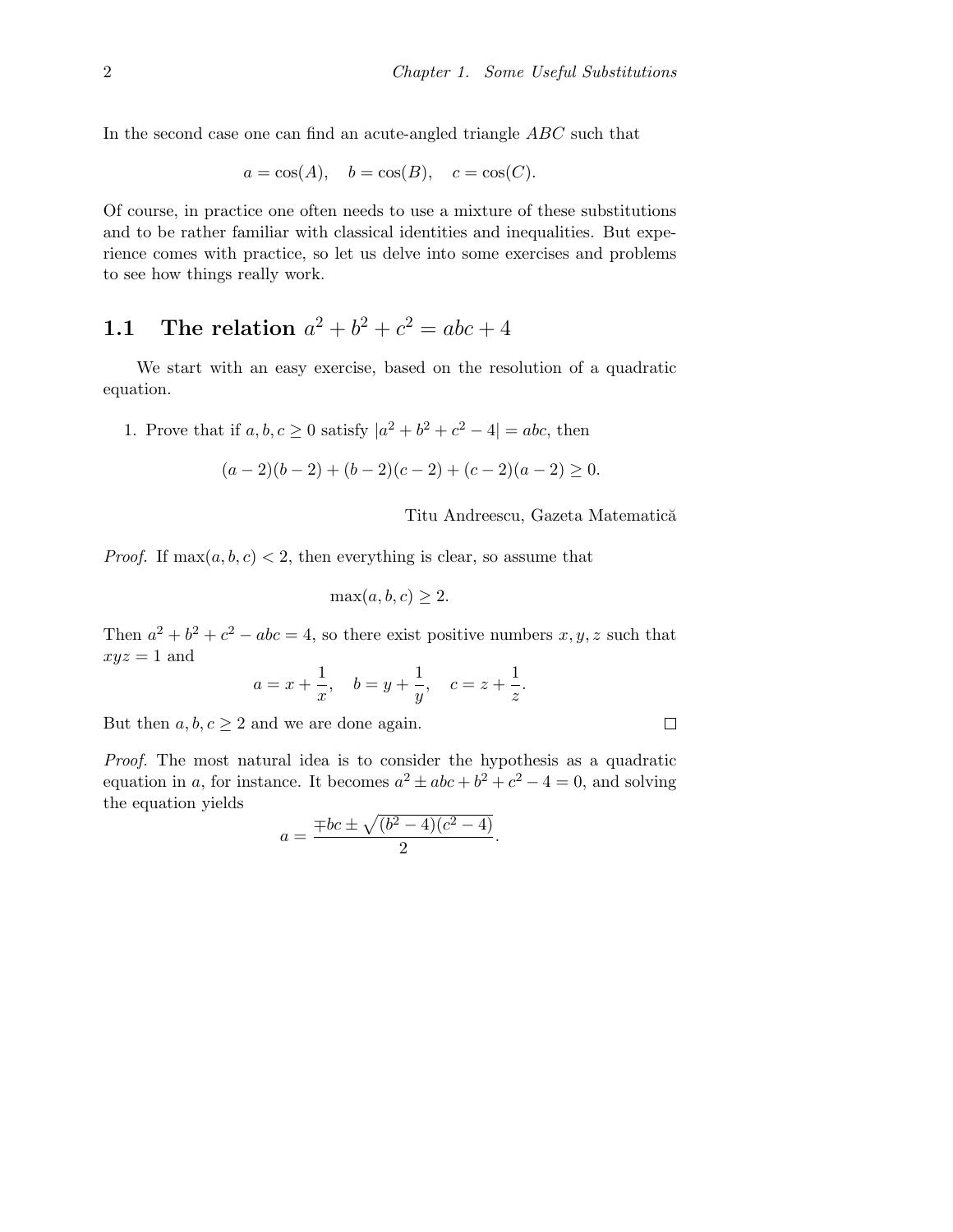In the second case one can find an acute-angled triangle $ABC$ such that

$$a = \cos(A), \quad b = \cos(B), \quad c = \cos(C).$$

Of course, in practice one often needs to use a mixture of these substitutions and to be rather familiar with classical identities and inequalities. But experience comes with practice, so let us delve into some exercises and problems to see how things really work.

## 1.1 The relation $a^2 + b^2 + c^2 = abc + 4$

We start with an easy exercise, based on the resolution of a quadratic equation.

1. Prove that if $a, b, c \geq 0$ satisfy $|a^2 + b^2 + c^2 - 4| = abc$, then

$$(a-2)(b-2) + (b-2)(c-2) + (c-2)(a-2) \geq 0.$$

Titu Andreescu, Gazeta Matematică

*Proof.* If $\max(a, b, c) < 2$, then everything is clear, so assume that

$$\max(a, b, c) \geq 2.$$

Then $a^2 + b^2 + c^2 - abc = 4$, so there exist positive numbers $x, y, z$ such that $xyz = 1$ and

$$a = x + \frac{1}{x}, \quad b = y + \frac{1}{y}, \quad c = z + \frac{1}{z}.$$

But then $a, b, c \geq 2$ and we are done again. □

*Proof.* The most natural idea is to consider the hypothesis as a quadratic equation in $a$, for instance. It becomes $a^2 \pm abc + b^2 + c^2 - 4 = 0$, and solving the equation yields

$$a = \frac{\mp bc \pm \sqrt{(b^2 - 4)(c^2 - 4)}}{2}.$$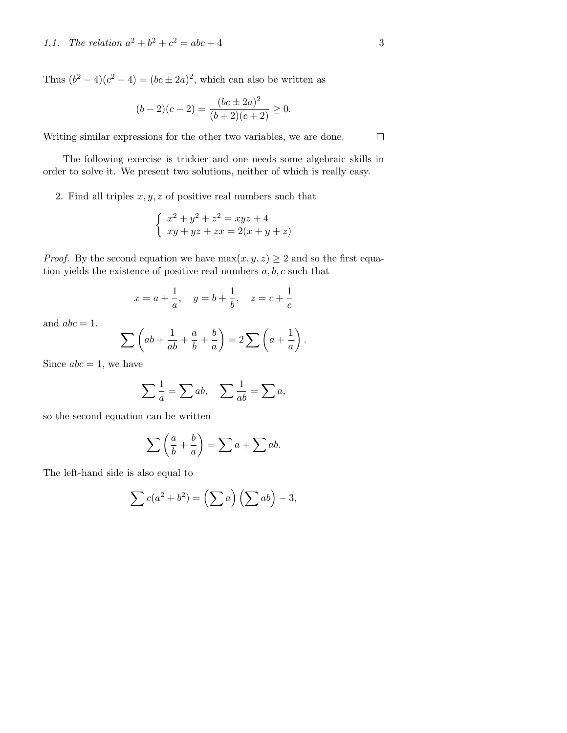Thus $(b^2 - 4)(c^2 - 4) = (bc \pm 2a)^2$, which can also be written as

$$(b-2)(c-2) = \frac{(bc \pm 2a)^2}{(b+2)(c+2)} \geq 0.$$

Writing similar expressions for the other two variables, we are done. $\square$

The following exercise is trickier and one needs some algebraic skills in order to solve it. We present two solutions, neither of which is really easy.

2. Find all triples $x, y, z$ of positive real numbers such that

$$\begin{cases} x^2 + y^2 + z^2 = xyz + 4 \\ xy + yz + zx = 2(x + y + z) \end{cases}$$

*Proof.* By the second equation we have $\max(x, y, z) \geq 2$ and so the first equation yields the existence of positive real numbers $a, b, c$ such that

$$x = a + \frac{1}{a}, \quad y = b + \frac{1}{b}, \quad z = c + \frac{1}{c}$$

and $abc = 1$.

$$\sum \left( ab + \frac{1}{ab} + \frac{a}{b} + \frac{b}{a} \right) = 2 \sum \left( a + \frac{1}{a} \right).$$

Since $abc = 1$, we have

$$\sum \frac{1}{a} = \sum ab, \quad \sum \frac{1}{ab} = \sum a,$$

so the second equation can be written

$$\sum \left( \frac{a}{b} + \frac{b}{a} \right) = \sum a + \sum ab.$$

The left-hand side is also equal to

$$\sum c(a^2 + b^2) = \left( \sum a \right) \left( \sum ab \right) - 3,$$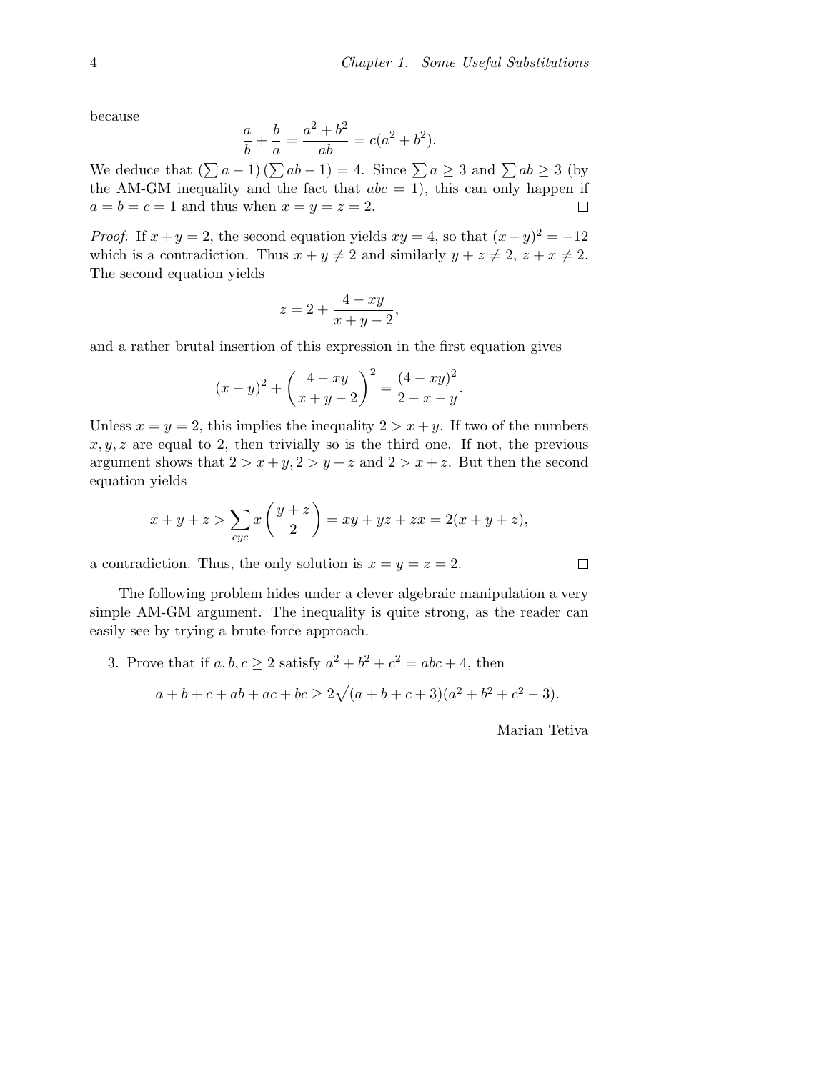because

$$\frac{a}{b} + \frac{b}{a} = \frac{a^2 + b^2}{ab} = c(a^2 + b^2).$$

We deduce that $\left(\sum a - 1\right)\left(\sum ab - 1\right) = 4$. Since $\sum a \geq 3$ and $\sum ab \geq 3$ (by the AM-GM inequality and the fact that $abc = 1$), this can only happen if $a = b = c = 1$ and thus when $x = y = z = 2$. $\square$

*Proof.* If $x + y = 2$, the second equation yields $xy = 4$, so that $(x - y)^2 = -12$ which is a contradiction. Thus $x + y \neq 2$ and similarly $y + z \neq 2$, $z + x \neq 2$. The second equation yields

$$z = 2 + \frac{4 - xy}{x + y - 2},$$

and a rather brutal insertion of this expression in the first equation gives

$$(x - y)^2 + \left(\frac{4 - xy}{x + y - 2}\right)^2 = \frac{(4 - xy)^2}{2 - x - y}.$$

Unless $x = y = 2$, this implies the inequality $2 > x + y$. If two of the numbers $x, y, z$ are equal to 2, then trivially so is the third one. If not, the previous argument shows that $2 > x + y$, $2 > y + z$ and $2 > x + z$. But then the second equation yields

$$x + y + z > \sum_{cyc} x\left(\frac{y + z}{2}\right) = xy + yz + zx = 2(x + y + z),$$

a contradiction. Thus, the only solution is $x = y = z = 2$. $\square$

The following problem hides under a clever algebraic manipulation a very simple AM-GM argument. The inequality is quite strong, as the reader can easily see by trying a brute-force approach.

3. Prove that if $a, b, c \geq 2$ satisfy $a^2 + b^2 + c^2 = abc + 4$, then

$$a + b + c + ab + ac + bc \geq 2\sqrt{(a + b + c + 3)(a^2 + b^2 + c^2 - 3)}.$$

Marian Tetiva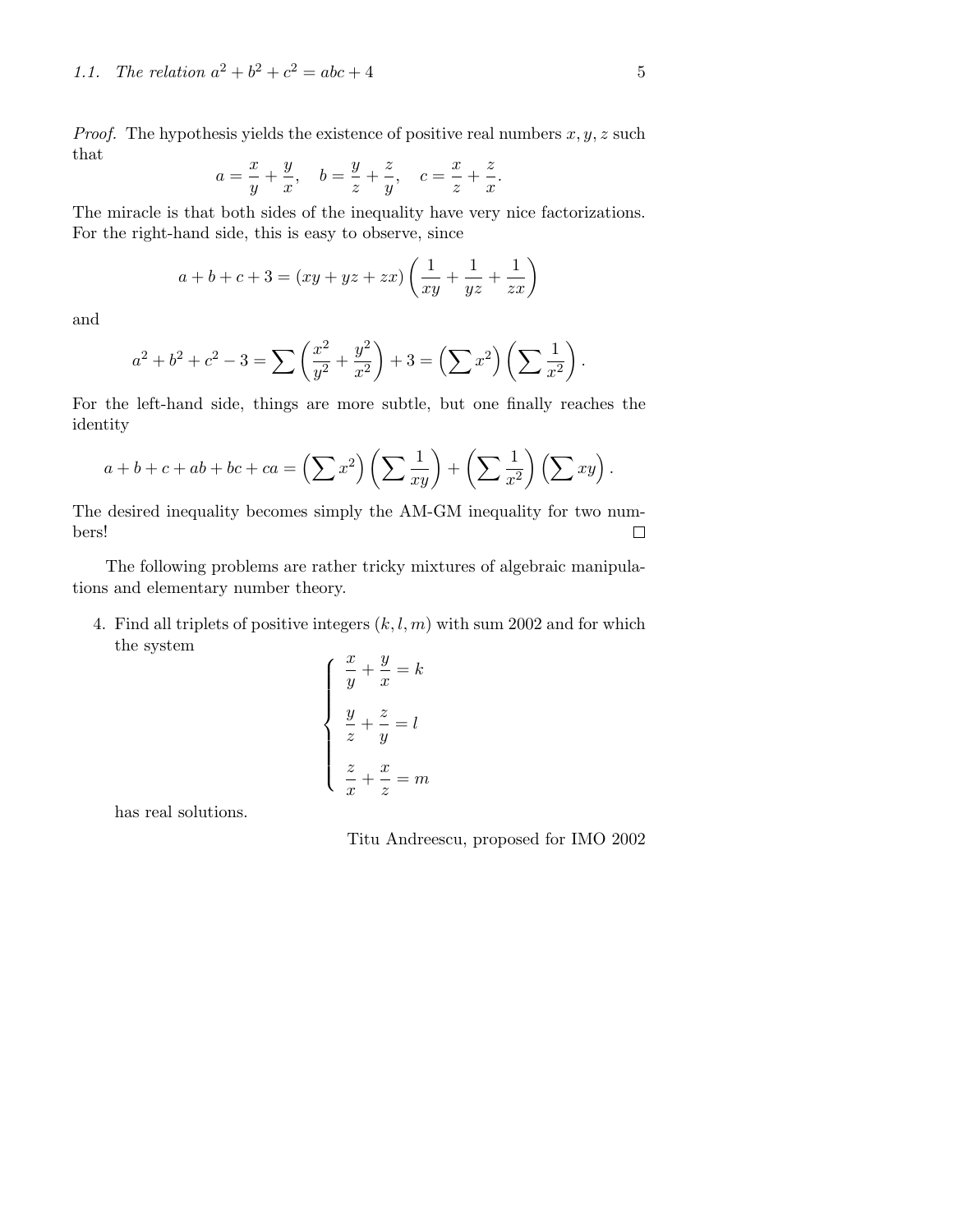*Proof.* The hypothesis yields the existence of positive real numbers $x, y, z$ such that

$$a = \frac{x}{y} + \frac{y}{x}, \quad b = \frac{y}{z} + \frac{z}{y}, \quad c = \frac{x}{z} + \frac{z}{x}.$$

The miracle is that both sides of the inequality have very nice factorizations. For the right-hand side, this is easy to observe, since

$$a + b + c + 3 = (xy + yz + zx)\left(\frac{1}{xy} + \frac{1}{yz} + \frac{1}{zx}\right)$$

and

$$a^2 + b^2 + c^2 - 3 = \sum \left(\frac{x^2}{y^2} + \frac{y^2}{x^2}\right) + 3 = \left(\sum x^2\right)\left(\sum \frac{1}{x^2}\right).$$

For the left-hand side, things are more subtle, but one finally reaches the identity

$$a + b + c + ab + bc + ca = \left(\sum x^2\right)\left(\sum \frac{1}{xy}\right) + \left(\sum \frac{1}{x^2}\right)\left(\sum xy\right).$$

The desired inequality becomes simply the AM-GM inequality for two numbers! □

The following problems are rather tricky mixtures of algebraic manipulations and elementary number theory.

4. Find all triplets of positive integers $(k, l, m)$ with sum 2002 and for which the system

$$\begin{cases} \dfrac{x}{y} + \dfrac{y}{x} = k \\[2mm] \dfrac{y}{z} + \dfrac{z}{y} = l \\[2mm] \dfrac{z}{x} + \dfrac{x}{z} = m \end{cases}$$

has real solutions.

Titu Andreescu, proposed for IMO 2002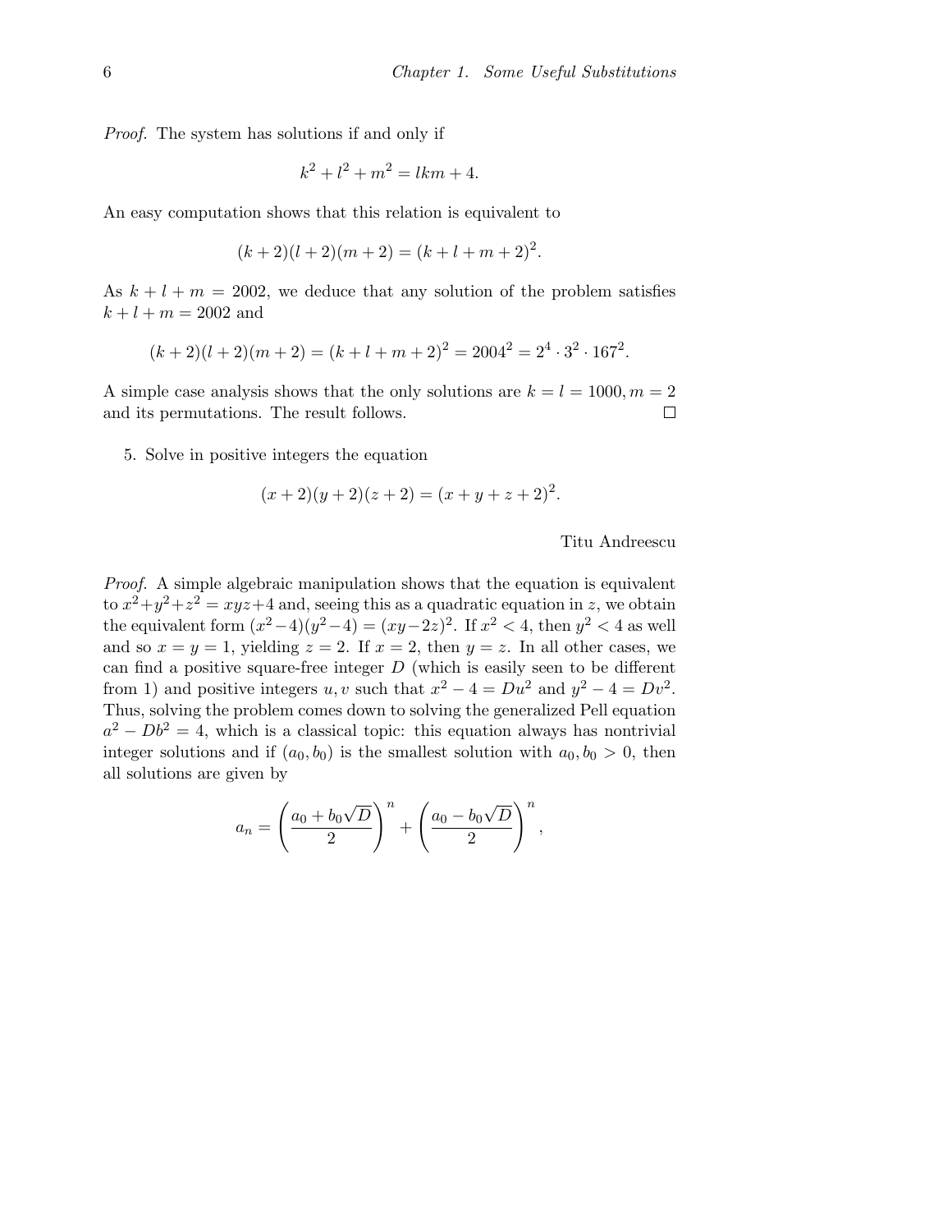*Proof.* The system has solutions if and only if

$$k^2 + l^2 + m^2 = lkm + 4.$$

An easy computation shows that this relation is equivalent to

$$(k+2)(l+2)(m+2) = (k+l+m+2)^2.$$

As $k + l + m = 2002$, we deduce that any solution of the problem satisfies $k + l + m = 2002$ and

$$(k+2)(l+2)(m+2) = (k+l+m+2)^2 = 2004^2 = 2^4 \cdot 3^2 \cdot 167^2.$$

A simple case analysis shows that the only solutions are $k = l = 1000, m = 2$ and its permutations. The result follows. □

5. Solve in positive integers the equation

$$(x+2)(y+2)(z+2) = (x+y+z+2)^2.$$

Titu Andreescu

*Proof.* A simple algebraic manipulation shows that the equation is equivalent to $x^2+y^2+z^2 = xyz+4$ and, seeing this as a quadratic equation in $z$, we obtain the equivalent form $(x^2-4)(y^2-4) = (xy-2z)^2$. If $x^2 < 4$, then $y^2 < 4$ as well and so $x = y = 1$, yielding $z = 2$. If $x = 2$, then $y = z$. In all other cases, we can find a positive square-free integer $D$ (which is easily seen to be different from 1) and positive integers $u, v$ such that $x^2 - 4 = Du^2$ and $y^2 - 4 = Dv^2$. Thus, solving the problem comes down to solving the generalized Pell equation $a^2 - Db^2 = 4$, which is a classical topic: this equation always has nontrivial integer solutions and if $(a_0, b_0)$ is the smallest solution with $a_0, b_0 > 0$, then all solutions are given by

$$a_n = \left(\frac{a_0 + b_0\sqrt{D}}{2}\right)^n + \left(\frac{a_0 - b_0\sqrt{D}}{2}\right)^n,$$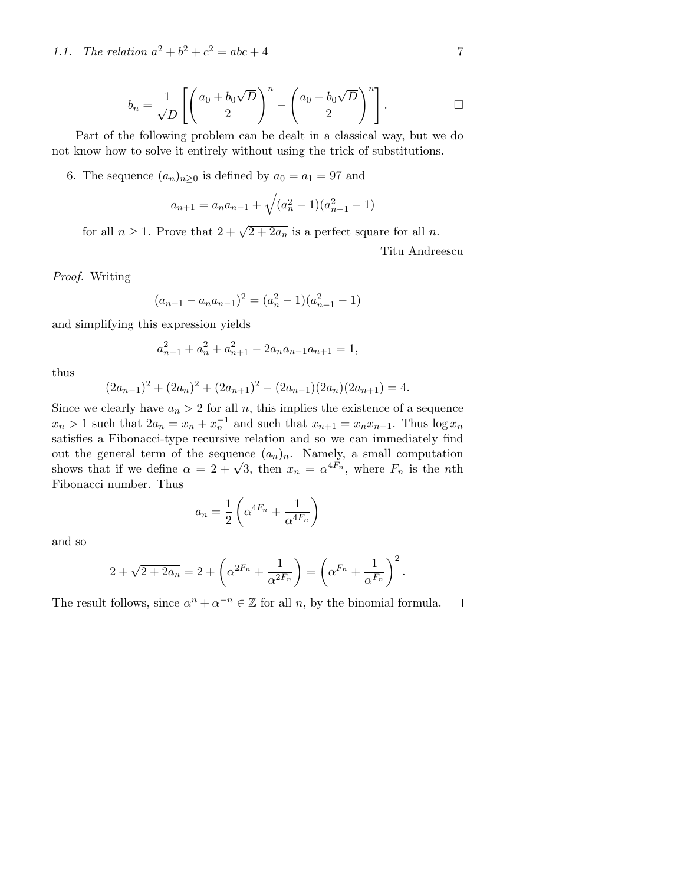$$b_n = \frac{1}{\sqrt{D}}\left[\left(\frac{a_0 + b_0\sqrt{D}}{2}\right)^n - \left(\frac{a_0 - b_0\sqrt{D}}{2}\right)^n\right]. \qquad \square$$

Part of the following problem can be dealt in a classical way, but we do not know how to solve it entirely without using the trick of substitutions.

6. The sequence $(a_n)_{n\geq 0}$ is defined by $a_0 = a_1 = 97$ and

$$a_{n+1} = a_n a_{n-1} + \sqrt{(a_n^2 - 1)(a_{n-1}^2 - 1)}$$

for all $n \geq 1$. Prove that $2 + \sqrt{2 + 2a_n}$ is a perfect square for all $n$.

Titu Andreescu

*Proof.* Writing

$$(a_{n+1} - a_n a_{n-1})^2 = (a_n^2 - 1)(a_{n-1}^2 - 1)$$

and simplifying this expression yields

$$a_{n-1}^2 + a_n^2 + a_{n+1}^2 - 2a_n a_{n-1} a_{n+1} = 1,$$

thus

$$(2a_{n-1})^2 + (2a_n)^2 + (2a_{n+1})^2 - (2a_{n-1})(2a_n)(2a_{n+1}) = 4.$$

Since we clearly have $a_n > 2$ for all $n$, this implies the existence of a sequence $x_n > 1$ such that $2a_n = x_n + x_n^{-1}$ and such that $x_{n+1} = x_n x_{n-1}$. Thus $\log x_n$ satisfies a Fibonacci-type recursive relation and so we can immediately find out the general term of the sequence $(a_n)_n$. Namely, a small computation shows that if we define $\alpha = 2 + \sqrt{3}$, then $x_n = \alpha^{4F_n}$, where $F_n$ is the $n$th Fibonacci number. Thus

$$a_n = \frac{1}{2}\left(\alpha^{4F_n} + \frac{1}{\alpha^{4F_n}}\right)$$

and so

$$2 + \sqrt{2 + 2a_n} = 2 + \left(\alpha^{2F_n} + \frac{1}{\alpha^{2F_n}}\right) = \left(\alpha^{F_n} + \frac{1}{\alpha^{F_n}}\right)^2.$$

The result follows, since $\alpha^n + \alpha^{-n} \in \mathbb{Z}$ for all $n$, by the binomial formula. $\square$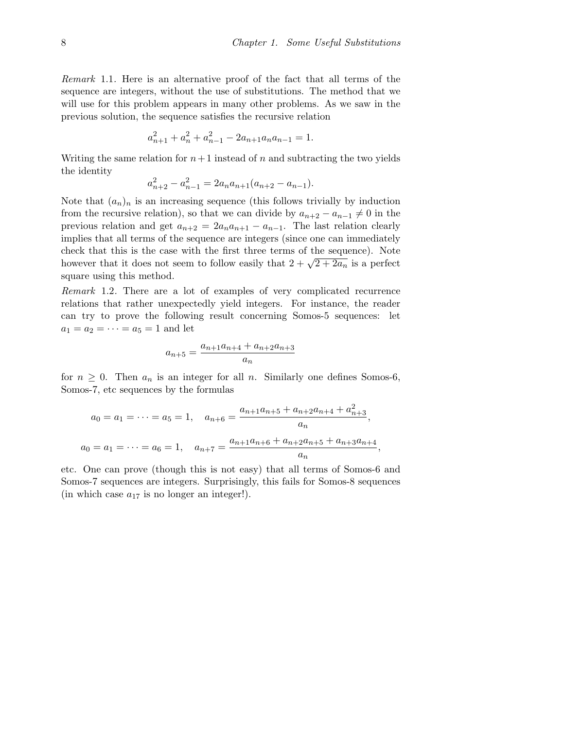*Remark* 1.1. Here is an alternative proof of the fact that all terms of the sequence are integers, without the use of substitutions. The method that we will use for this problem appears in many other problems. As we saw in the previous solution, the sequence satisfies the recursive relation

$$a_{n+1}^2 + a_n^2 + a_{n-1}^2 - 2a_{n+1}a_na_{n-1} = 1.$$

Writing the same relation for $n+1$ instead of $n$ and subtracting the two yields the identity

$$a_{n+2}^2 - a_{n-1}^2 = 2a_na_{n+1}(a_{n+2} - a_{n-1}).$$

Note that $(a_n)_n$ is an increasing sequence (this follows trivially by induction from the recursive relation), so that we can divide by $a_{n+2} - a_{n-1} \neq 0$ in the previous relation and get $a_{n+2} = 2a_na_{n+1} - a_{n-1}$. The last relation clearly implies that all terms of the sequence are integers (since one can immediately check that this is the case with the first three terms of the sequence). Note however that it does not seem to follow easily that $2 + \sqrt{2 + 2a_n}$ is a perfect square using this method.

*Remark* 1.2. There are a lot of examples of very complicated recurrence relations that rather unexpectedly yield integers. For instance, the reader can try to prove the following result concerning Somos-5 sequences: let $a_1 = a_2 = \cdots = a_5 = 1$ and let

$$a_{n+5} = \frac{a_{n+1}a_{n+4} + a_{n+2}a_{n+3}}{a_n}$$

for $n \geq 0$. Then $a_n$ is an integer for all $n$. Similarly one defines Somos-6, Somos-7, etc sequences by the formulas

$$a_0 = a_1 = \cdots = a_5 = 1, \quad a_{n+6} = \frac{a_{n+1}a_{n+5} + a_{n+2}a_{n+4} + a_{n+3}^2}{a_n},$$

$$a_0 = a_1 = \cdots = a_6 = 1, \quad a_{n+7} = \frac{a_{n+1}a_{n+6} + a_{n+2}a_{n+5} + a_{n+3}a_{n+4}}{a_n},$$

etc. One can prove (though this is not easy) that all terms of Somos-6 and Somos-7 sequences are integers. Surprisingly, this fails for Somos-8 sequences (in which case $a_{17}$ is no longer an integer!).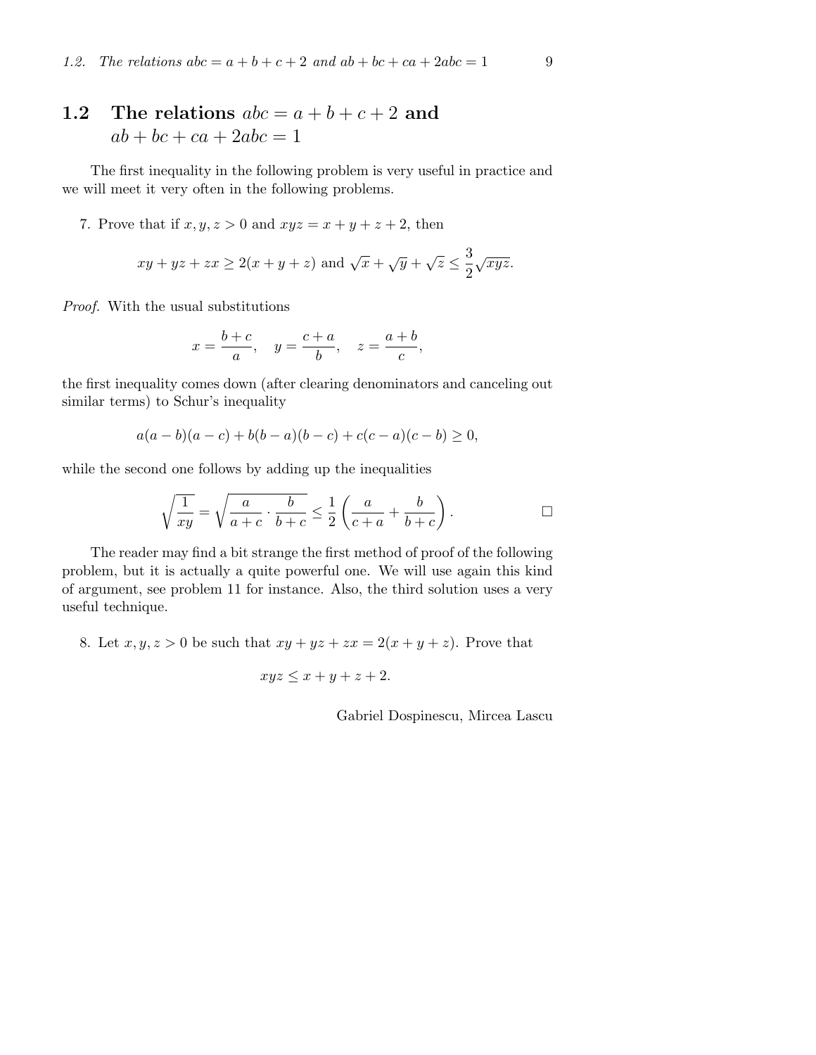## 1.2 The relations $abc = a + b + c + 2$ and $ab + bc + ca + 2abc = 1$

The first inequality in the following problem is very useful in practice and we will meet it very often in the following problems.

7. Prove that if $x, y, z > 0$ and $xyz = x + y + z + 2$, then

$$xy + yz + zx \geq 2(x + y + z) \text{ and } \sqrt{x} + \sqrt{y} + \sqrt{z} \leq \frac{3}{2}\sqrt{xyz}.$$

*Proof.* With the usual substitutions

$$x = \frac{b+c}{a}, \quad y = \frac{c+a}{b}, \quad z = \frac{a+b}{c},$$

the first inequality comes down (after clearing denominators and canceling out similar terms) to Schur's inequality

$$a(a-b)(a-c) + b(b-a)(b-c) + c(c-a)(c-b) \geq 0,$$

while the second one follows by adding up the inequalities

$$\sqrt{\frac{1}{xy}} = \sqrt{\frac{a}{a+c} \cdot \frac{b}{b+c}} \leq \frac{1}{2}\left(\frac{a}{c+a} + \frac{b}{b+c}\right).$$

□

The reader may find a bit strange the first method of proof of the following problem, but it is actually a quite powerful one. We will use again this kind of argument, see problem 11 for instance. Also, the third solution uses a very useful technique.

8. Let $x, y, z > 0$ be such that $xy + yz + zx = 2(x + y + z)$. Prove that

$$xyz \leq x + y + z + 2.$$

Gabriel Dospinescu, Mircea Lascu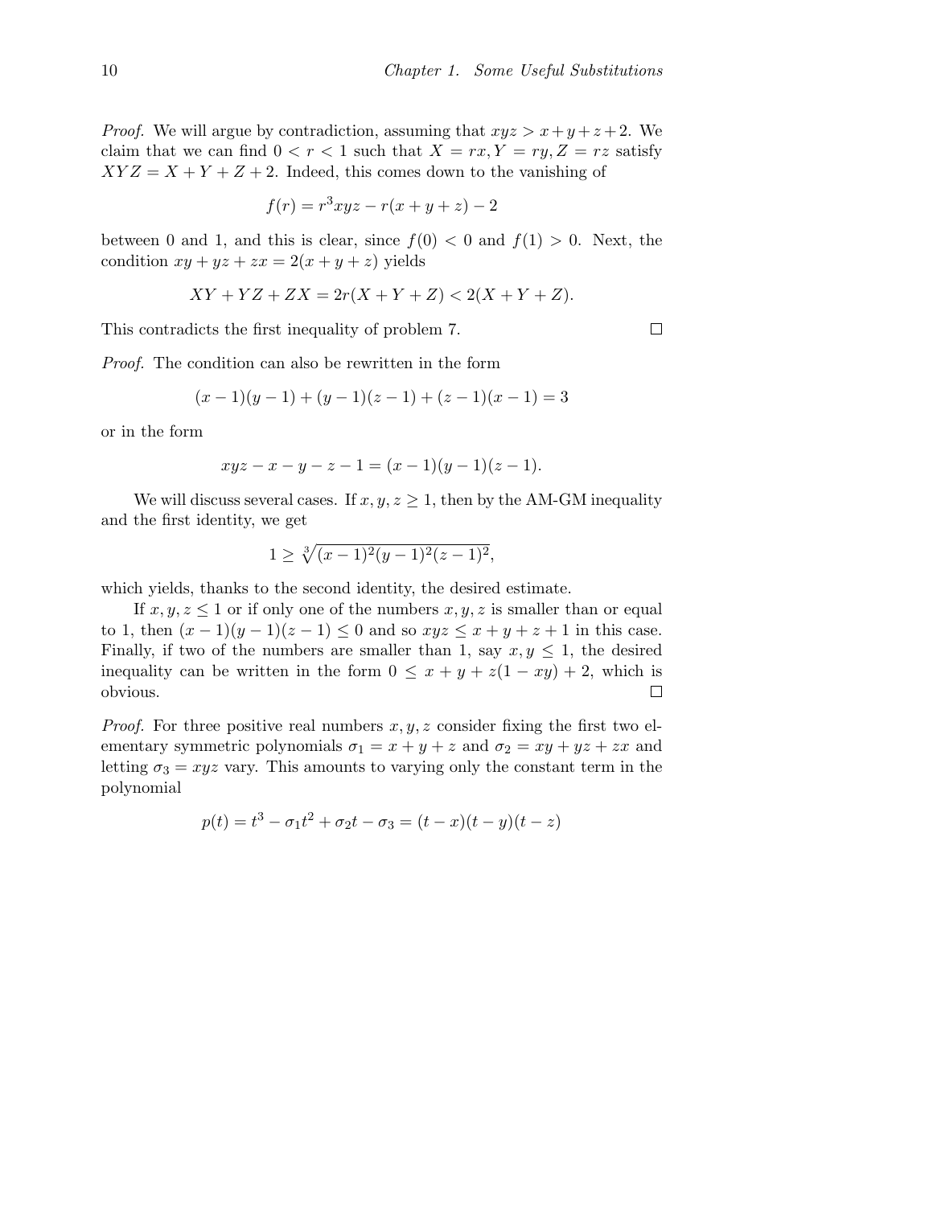*Proof.* We will argue by contradiction, assuming that $xyz > x+y+z+2$. We claim that we can find $0 < r < 1$ such that $X = rx, Y = ry, Z = rz$ satisfy $XYZ = X+Y+Z+2$. Indeed, this comes down to the vanishing of

$$f(r) = r^3xyz - r(x+y+z) - 2$$

between 0 and 1, and this is clear, since $f(0) < 0$ and $f(1) > 0$. Next, the condition $xy + yz + zx = 2(x+y+z)$ yields

$$XY + YZ + ZX = 2r(X+Y+Z) < 2(X+Y+Z).$$

This contradicts the first inequality of problem 7. □

*Proof.* The condition can also be rewritten in the form

$$(x-1)(y-1) + (y-1)(z-1) + (z-1)(x-1) = 3$$

or in the form

$$xyz - x - y - z - 1 = (x-1)(y-1)(z-1).$$

We will discuss several cases. If $x, y, z \geq 1$, then by the AM-GM inequality and the first identity, we get

$$1 \geq \sqrt[3]{(x-1)^2(y-1)^2(z-1)^2},$$

which yields, thanks to the second identity, the desired estimate.

If $x, y, z \leq 1$ or if only one of the numbers $x, y, z$ is smaller than or equal to 1, then $(x-1)(y-1)(z-1) \leq 0$ and so $xyz \leq x+y+z+1$ in this case. Finally, if two of the numbers are smaller than 1, say $x, y \leq 1$, the desired inequality can be written in the form $0 \leq x + y + z(1-xy) + 2$, which is obvious. □

*Proof.* For three positive real numbers $x, y, z$ consider fixing the first two elementary symmetric polynomials $\sigma_1 = x+y+z$ and $\sigma_2 = xy+yz+zx$ and letting $\sigma_3 = xyz$ vary. This amounts to varying only the constant term in the polynomial

$$p(t) = t^3 - \sigma_1 t^2 + \sigma_2 t - \sigma_3 = (t-x)(t-y)(t-z)$$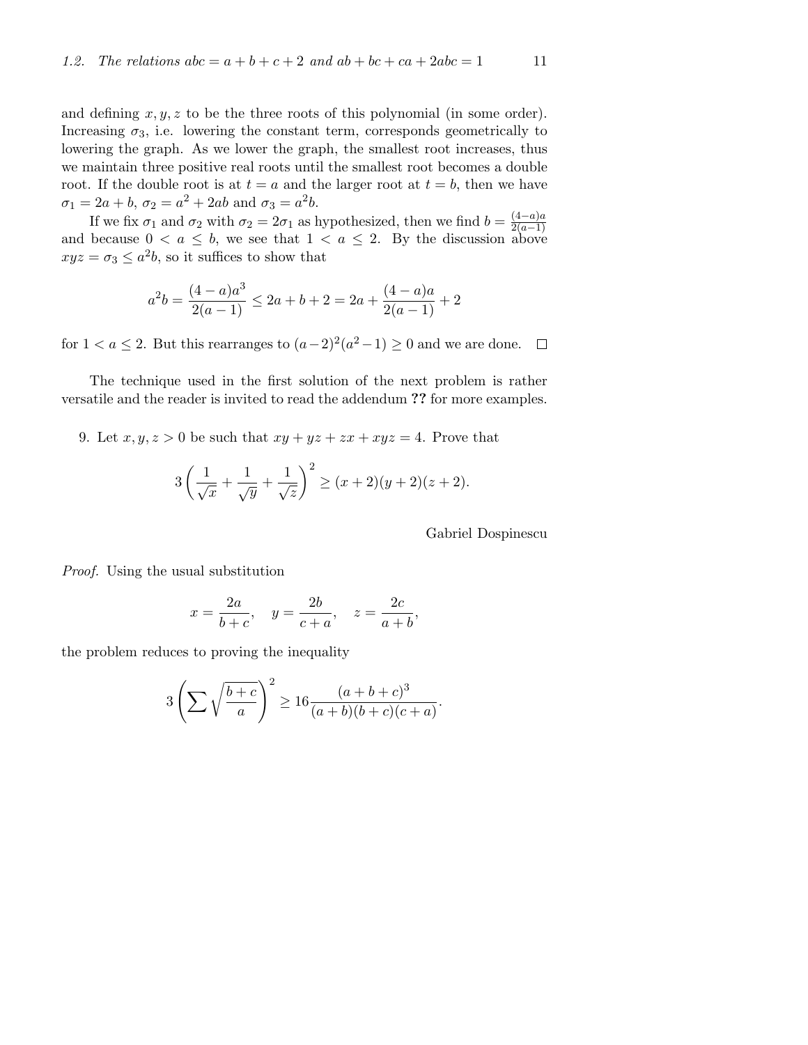and defining $x, y, z$ to be the three roots of this polynomial (in some order). Increasing $\sigma_3$, i.e. lowering the constant term, corresponds geometrically to lowering the graph. As we lower the graph, the smallest root increases, thus we maintain three positive real roots until the smallest root becomes a double root. If the double root is at $t = a$ and the larger root at $t = b$, then we have $\sigma_1 = 2a + b$, $\sigma_2 = a^2 + 2ab$ and $\sigma_3 = a^2 b$.

If we fix $\sigma_1$ and $\sigma_2$ with $\sigma_2 = 2\sigma_1$ as hypothesized, then we find $b = \frac{(4-a)a}{2(a-1)}$ and because $0 < a \le b$, we see that $1 < a \le 2$. By the discussion above $xyz = \sigma_3 \le a^2 b$, so it suffices to show that

$$a^2 b = \frac{(4-a)a^3}{2(a-1)} \le 2a + b + 2 = 2a + \frac{(4-a)a}{2(a-1)} + 2$$

for $1 < a \le 2$. But this rearranges to $(a-2)^2(a^2-1) \ge 0$ and we are done. □

The technique used in the first solution of the next problem is rather versatile and the reader is invited to read the addendum **??** for more examples.

9. Let $x, y, z > 0$ be such that $xy + yz + zx + xyz = 4$. Prove that

$$3\left(\frac{1}{\sqrt{x}} + \frac{1}{\sqrt{y}} + \frac{1}{\sqrt{z}}\right)^2 \ge (x+2)(y+2)(z+2).$$

Gabriel Dospinescu

*Proof.* Using the usual substitution

$$x = \frac{2a}{b+c}, \quad y = \frac{2b}{c+a}, \quad z = \frac{2c}{a+b},$$

the problem reduces to proving the inequality

$$3\left(\sum \sqrt{\frac{b+c}{a}}\right)^2 \ge 16\frac{(a+b+c)^3}{(a+b)(b+c)(c+a)}.$$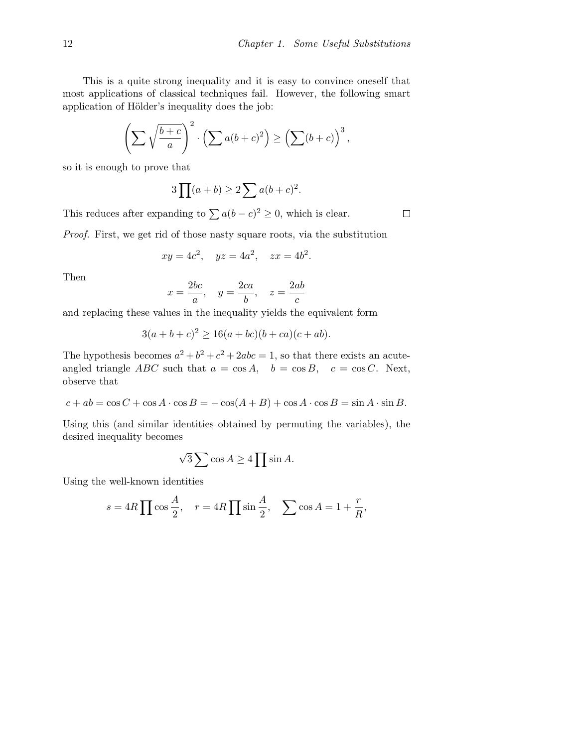This is a quite strong inequality and it is easy to convince oneself that most applications of classical techniques fail. However, the following smart application of Hölder's inequality does the job:

$$\left(\sum \sqrt{\frac{b+c}{a}}\right)^2 \cdot \left(\sum a(b+c)^2\right) \geq \left(\sum (b+c)\right)^3,$$

so it is enough to prove that

$$3\prod(a+b) \geq 2\sum a(b+c)^2.$$

This reduces after expanding to $\sum a(b-c)^2 \geq 0$, which is clear. $\square$

*Proof.* First, we get rid of those nasty square roots, via the substitution

$$xy = 4c^2, \quad yz = 4a^2, \quad zx = 4b^2.$$

Then

$$x = \frac{2bc}{a}, \quad y = \frac{2ca}{b}, \quad z = \frac{2ab}{c}$$

and replacing these values in the inequality yields the equivalent form

$$3(a+b+c)^2 \geq 16(a+bc)(b+ca)(c+ab).$$

The hypothesis becomes $a^2+b^2+c^2+2abc = 1$, so that there exists an acute-angled triangle $ABC$ such that $a = \cos A, \quad b = \cos B, \quad c = \cos C$. Next, observe that

$$c + ab = \cos C + \cos A \cdot \cos B = -\cos(A+B) + \cos A \cdot \cos B = \sin A \cdot \sin B.$$

Using this (and similar identities obtained by permuting the variables), the desired inequality becomes

$$\sqrt{3}\sum \cos A \geq 4\prod \sin A.$$

Using the well-known identities

$$s = 4R\prod \cos\frac{A}{2}, \quad r = 4R\prod \sin\frac{A}{2}, \quad \sum \cos A = 1 + \frac{r}{R},$$